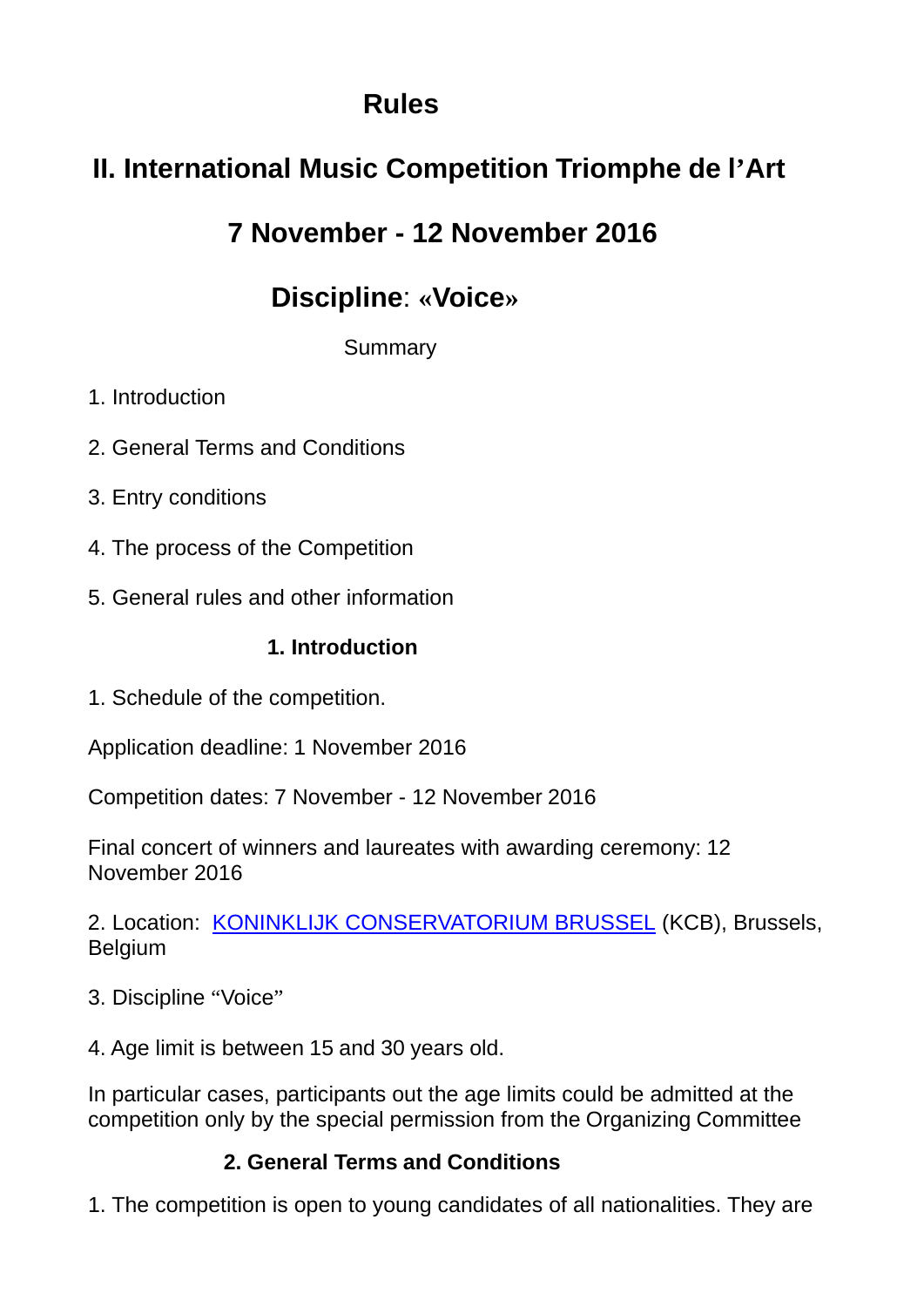# Rules

# II. International Music Competition Triomphe de l'Art

## 7 November - 12 November 2016

## Discipline: «Voice»

Summary

1. Introduction
2. General Terms and Conditions
3. Entry conditions
4. The process of the Competition
5. General rules and other information

### 1. Introduction

1. Schedule of the competition.

Application deadline: 1 November 2016

Competition dates: 7 November - 12 November 2016

Final concert of winners and laureates with awarding ceremony: 12 November 2016

2. Location: KONINKLIJK CONSERVATORIUM BRUSSEL (KCB), Brussels, Belgium

3. Discipline "Voice"

4. Age limit is between 15 and 30 years old.

In particular cases, participants out the age limits could be admitted at the competition only by the special permission from the Organizing Committee

### 2. General Terms and Conditions

1. The competition is open to young candidates of all nationalities. They are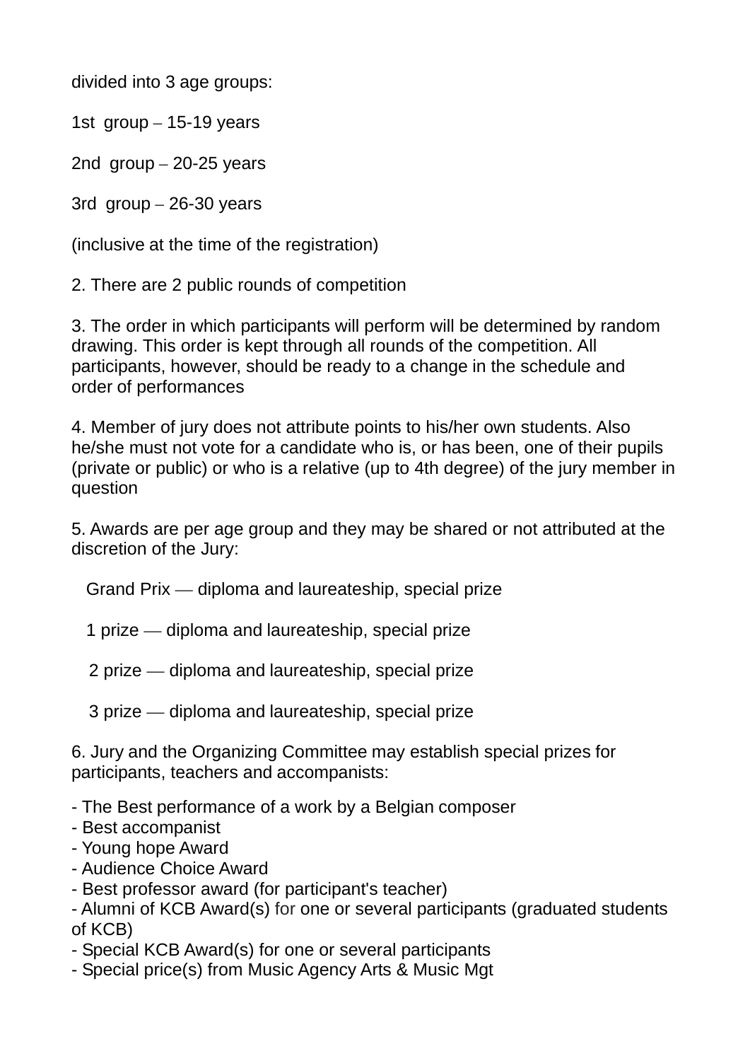divided into 3 age groups:

1st group – 15-19 years

2nd group – 20-25 years

3rd group – 26-30 years

(inclusive at the time of the registration)

2. There are 2 public rounds of competition

3. The order in which participants will perform will be determined by random drawing. This order is kept through all rounds of the competition. All participants, however, should be ready to a change in the schedule and order of performances

4. Member of jury does not attribute points to his/her own students. Also he/she must not vote for a candidate who is, or has been, one of their pupils (private or public) or who is a relative (up to 4th degree) of the jury member in question

5. Awards are per age group and they may be shared or not attributed at the discretion of the Jury:

Grand Prix — diploma and laureateship, special prize

1 prize — diploma and laureateship, special prize

2 prize — diploma and laureateship, special prize

3 prize — diploma and laureateship, special prize

6. Jury and the Organizing Committee may establish special prizes for participants, teachers and accompanists:

- The Best performance of a work by a Belgian composer
- Best accompanist
- Young hope Award
- Audience Choice Award
- Best professor award (for participant's teacher)
- Alumni of KCB Award(s) for one or several participants (graduated students of KCB)
- Special KCB Award(s) for one or several participants
- Special price(s) from Music Agency Arts & Music Mgt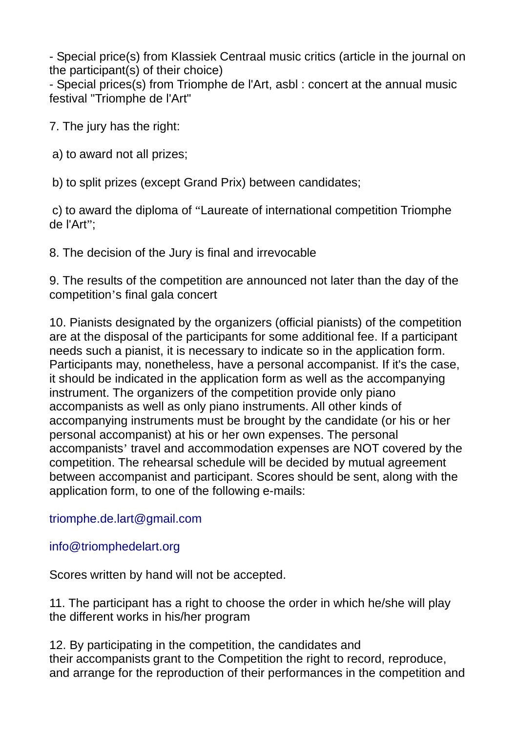- Special price(s) from Klassiek Centraal music critics (article in the journal on the participant(s) of their choice)
- Special prices(s) from Triomphe de l'Art, asbl : concert at the annual music festival "Triomphe de l'Art"

7. The jury has the right:

a) to award not all prizes;

b) to split prizes (except Grand Prix) between candidates;

c) to award the diploma of “Laureate of international competition Triomphe de l'Art”;

8. The decision of the Jury is final and irrevocable

9. The results of the competition are announced not later than the day of the competition’s final gala concert

10. Pianists designated by the organizers (official pianists) of the competition are at the disposal of the participants for some additional fee. If a participant needs such a pianist, it is necessary to indicate so in the application form. Participants may, nonetheless, have a personal accompanist. If it's the case, it should be indicated in the application form as well as the accompanying instrument. The organizers of the competition provide only piano accompanists as well as only piano instruments. All other kinds of accompanying instruments must be brought by the candidate (or his or her personal accompanist) at his or her own expenses. The personal accompanists’ travel and accommodation expenses are NOT covered by the competition. The rehearsal schedule will be decided by mutual agreement between accompanist and participant. Scores should be sent, along with the application form, to one of the following e-mails:

triomphe.de.lart@gmail.com

info@triomphedelart.org

Scores written by hand will not be accepted.

11. The participant has a right to choose the order in which he/she will play the different works in his/her program

12. By participating in the competition, the candidates and their accompanists grant to the Competition the right to record, reproduce, and arrange for the reproduction of their performances in the competition and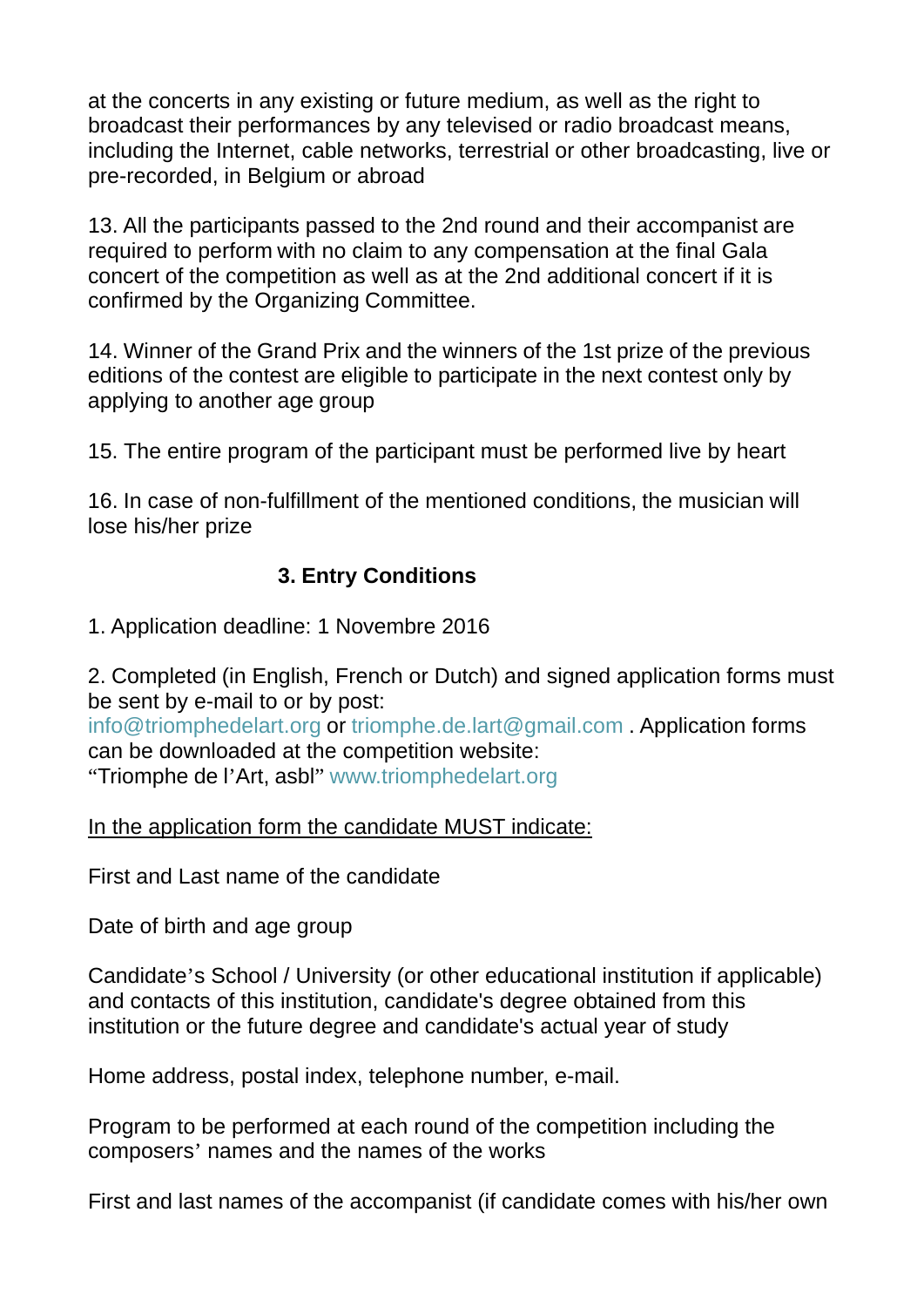at the concerts in any existing or future medium, as well as the right to broadcast their performances by any televised or radio broadcast means, including the Internet, cable networks, terrestrial or other broadcasting, live or pre-recorded, in Belgium or abroad

13. All the participants passed to the 2nd round and their accompanist are required to perform with no claim to any compensation at the final Gala concert of the competition as well as at the 2nd additional concert if it is confirmed by the Organizing Committee.

14. Winner of the Grand Prix and the winners of the 1st prize of the previous editions of the contest are eligible to participate in the next contest only by applying to another age group

15. The entire program of the participant must be performed live by heart

16. In case of non-fulfillment of the mentioned conditions, the musician will lose his/her prize

## 3. Entry Conditions

1. Application deadline: 1 Novembre 2016

2. Completed (in English, French or Dutch) and signed application forms must be sent by e-mail to or by post:
info@triomphedelart.org or triomphe.de.lart@gmail.com . Application forms can be downloaded at the competition website:
"Triomphe de l'Art, asbl" www.triomphedelart.org

<u>In the application form the candidate MUST indicate:</u>

First and Last name of the candidate

Date of birth and age group

Candidate's School / University (or other educational institution if applicable) and contacts of this institution, candidate's degree obtained from this institution or the future degree and candidate's actual year of study

Home address, postal index, telephone number, e-mail.

Program to be performed at each round of the competition including the composers' names and the names of the works

First and last names of the accompanist (if candidate comes with his/her own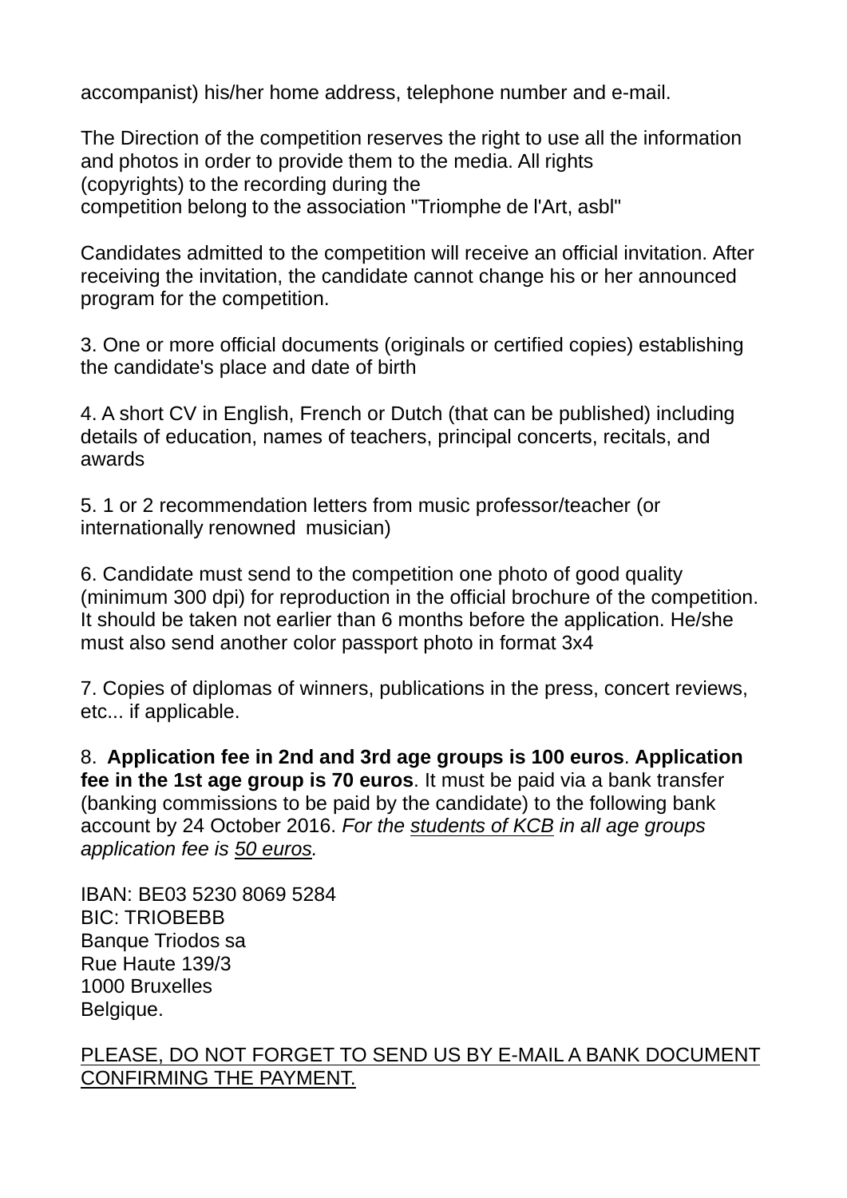accompanist) his/her home address, telephone number and e-mail.

The Direction of the competition reserves the right to use all the information and photos in order to provide them to the media. All rights (copyrights) to the recording during the competition belong to the association "Triomphe de l'Art, asbl"

Candidates admitted to the competition will receive an official invitation. After receiving the invitation, the candidate cannot change his or her announced program for the competition.

3. One or more official documents (originals or certified copies) establishing the candidate's place and date of birth

4. A short CV in English, French or Dutch (that can be published) including details of education, names of teachers, principal concerts, recitals, and awards

5. 1 or 2 recommendation letters from music professor/teacher (or internationally renowned musician)

6. Candidate must send to the competition one photo of good quality (minimum 300 dpi) for reproduction in the official brochure of the competition. It should be taken not earlier than 6 months before the application. He/she must also send another color passport photo in format 3x4

7. Copies of diplomas of winners, publications in the press, concert reviews, etc... if applicable.

8. **Application fee in 2nd and 3rd age groups is 100 euros**. **Application fee in the 1st age group is 70 euros**. It must be paid via a bank transfer (banking commissions to be paid by the candidate) to the following bank account by 24 October 2016. *For the <u>students of KCB</u> in all age groups application fee is <u>50 euros</u>.*

IBAN: BE03 5230 8069 5284
BIC: TRIOBEBB
Banque Triodos sa
Rue Haute 139/3
1000 Bruxelles
Belgique.

<u>PLEASE, DO NOT FORGET TO SEND US BY E-MAIL A BANK DOCUMENT CONFIRMING THE PAYMENT.</u>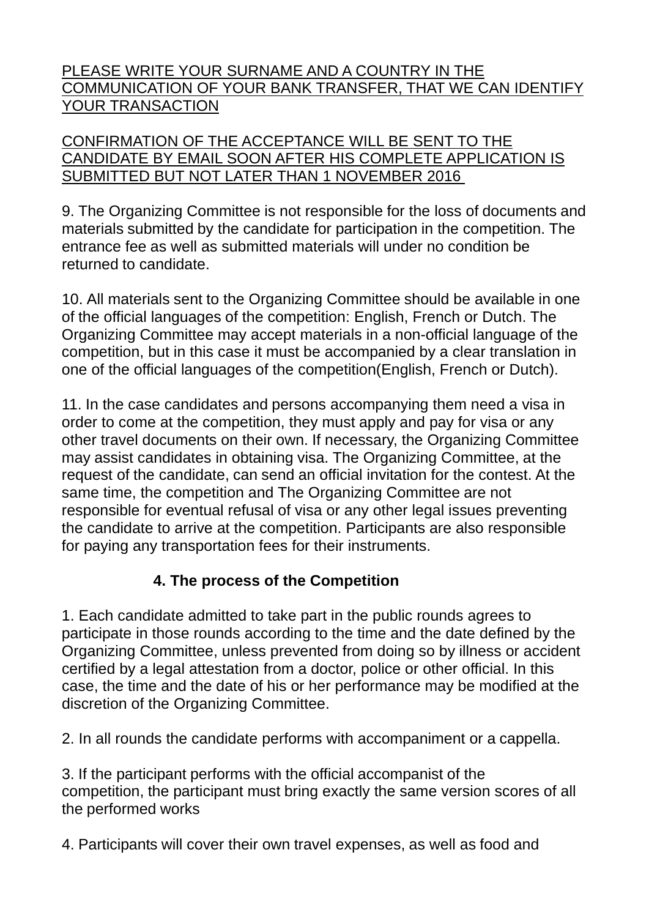<u>PLEASE WRITE YOUR SURNAME AND A COUNTRY IN THE COMMUNICATION OF YOUR BANK TRANSFER, THAT WE CAN IDENTIFY YOUR TRANSACTION</u>

<u>CONFIRMATION OF THE ACCEPTANCE WILL BE SENT TO THE CANDIDATE BY EMAIL SOON AFTER HIS COMPLETE APPLICATION IS SUBMITTED BUT NOT LATER THAN 1 NOVEMBER 2016</u>

9. The Organizing Committee is not responsible for the loss of documents and materials submitted by the candidate for participation in the competition. The entrance fee as well as submitted materials will under no condition be returned to candidate.

10. All materials sent to the Organizing Committee should be available in one of the official languages of the competition: English, French or Dutch. The Organizing Committee may accept materials in a non-official language of the competition, but in this case it must be accompanied by a clear translation in one of the official languages of the competition(English, French or Dutch).

11. In the case candidates and persons accompanying them need a visa in order to come at the competition, they must apply and pay for visa or any other travel documents on their own. If necessary, the Organizing Committee may assist candidates in obtaining visa. The Organizing Committee, at the request of the candidate, can send an official invitation for the contest. At the same time, the competition and The Organizing Committee are not responsible for eventual refusal of visa or any other legal issues preventing the candidate to arrive at the competition. Participants are also responsible for paying any transportation fees for their instruments.

## 4. The process of the Competition

1. Each candidate admitted to take part in the public rounds agrees to participate in those rounds according to the time and the date defined by the Organizing Committee, unless prevented from doing so by illness or accident certified by a legal attestation from a doctor, police or other official. In this case, the time and the date of his or her performance may be modified at the discretion of the Organizing Committee.

2. In all rounds the candidate performs with accompaniment or a cappella.

3. If the participant performs with the official accompanist of the competition, the participant must bring exactly the same version scores of all the performed works

4. Participants will cover their own travel expenses, as well as food and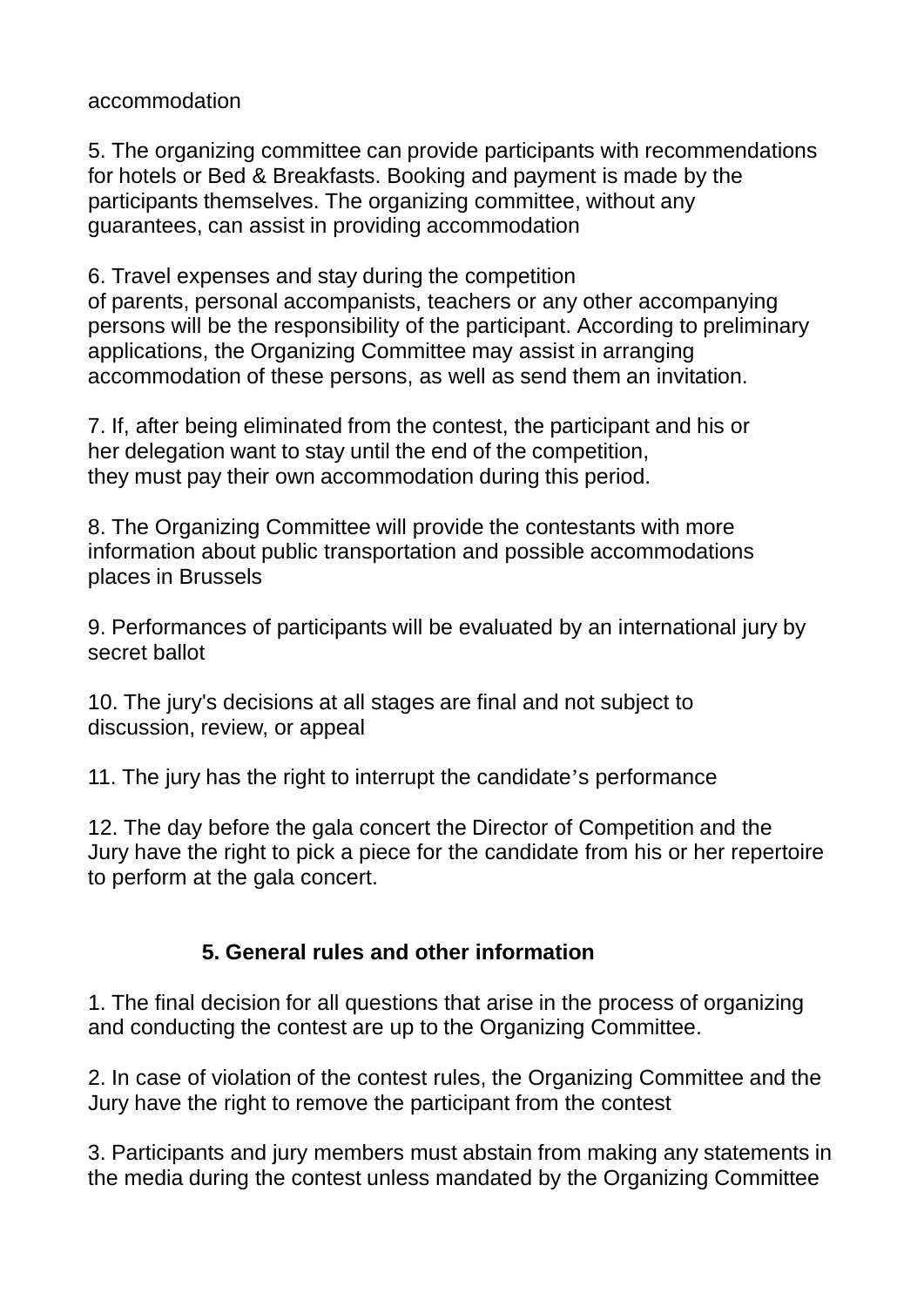accommodation

5. The organizing committee can provide participants with recommendations for hotels or Bed & Breakfasts. Booking and payment is made by the participants themselves. The organizing committee, without any guarantees, can assist in providing accommodation

6. Travel expenses and stay during the competition of parents, personal accompanists, teachers or any other accompanying persons will be the responsibility of the participant. According to preliminary applications, the Organizing Committee may assist in arranging accommodation of these persons, as well as send them an invitation.

7. If, after being eliminated from the contest, the participant and his or her delegation want to stay until the end of the competition, they must pay their own accommodation during this period.

8. The Organizing Committee will provide the contestants with more information about public transportation and possible accommodations places in Brussels

9. Performances of participants will be evaluated by an international jury by secret ballot

10. The jury's decisions at all stages are final and not subject to discussion, review, or appeal

11. The jury has the right to interrupt the candidate's performance

12. The day before the gala concert the Director of Competition and the Jury have the right to pick a piece for the candidate from his or her repertoire to perform at the gala concert.

## 5. General rules and other information

1. The final decision for all questions that arise in the process of organizing and conducting the contest are up to the Organizing Committee.

2. In case of violation of the contest rules, the Organizing Committee and the Jury have the right to remove the participant from the contest

3. Participants and jury members must abstain from making any statements in the media during the contest unless mandated by the Organizing Committee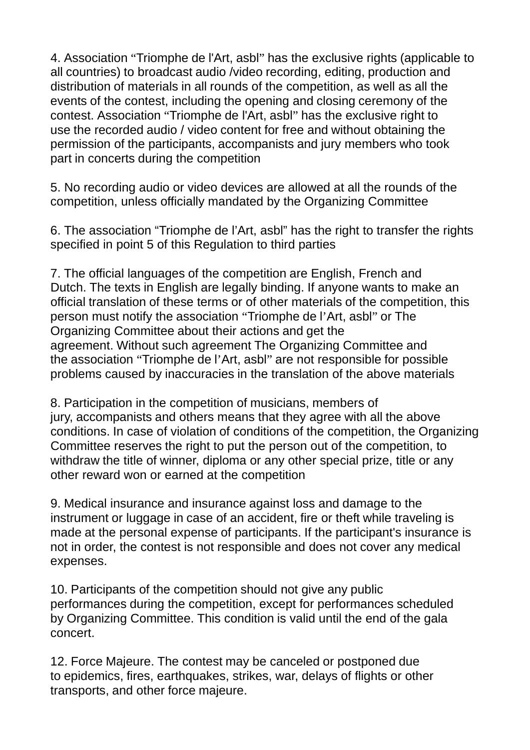4. Association “Triomphe de l'Art, asbl” has the exclusive rights (applicable to all countries) to broadcast audio /video recording, editing, production and distribution of materials in all rounds of the competition, as well as all the events of the contest, including the opening and closing ceremony of the contest. Association “Triomphe de l'Art, asbl” has the exclusive right to use the recorded audio / video content for free and without obtaining the permission of the participants, accompanists and jury members who took part in concerts during the competition

5. No recording audio or video devices are allowed at all the rounds of the competition, unless officially mandated by the Organizing Committee

6. The association “Triomphe de l’Art, asbl” has the right to transfer the rights specified in point 5 of this Regulation to third parties

7. The official languages of the competition are English, French and Dutch. The texts in English are legally binding. If anyone wants to make an official translation of these terms or of other materials of the competition, this person must notify the association “Triomphe de l’Art, asbl” or The Organizing Committee about their actions and get the agreement. Without such agreement The Organizing Committee and the association “Triomphe de l’Art, asbl” are not responsible for possible problems caused by inaccuracies in the translation of the above materials

8. Participation in the competition of musicians, members of jury, accompanists and others means that they agree with all the above conditions. In case of violation of conditions of the competition, the Organizing Committee reserves the right to put the person out of the competition, to withdraw the title of winner, diploma or any other special prize, title or any other reward won or earned at the competition

9. Medical insurance and insurance against loss and damage to the instrument or luggage in case of an accident, fire or theft while traveling is made at the personal expense of participants. If the participant's insurance is not in order, the contest is not responsible and does not cover any medical expenses.

10. Participants of the competition should not give any public performances during the competition, except for performances scheduled by Organizing Committee. This condition is valid until the end of the gala concert.

12. Force Majeure. The contest may be canceled or postponed due to epidemics, fires, earthquakes, strikes, war, delays of flights or other transports, and other force majeure.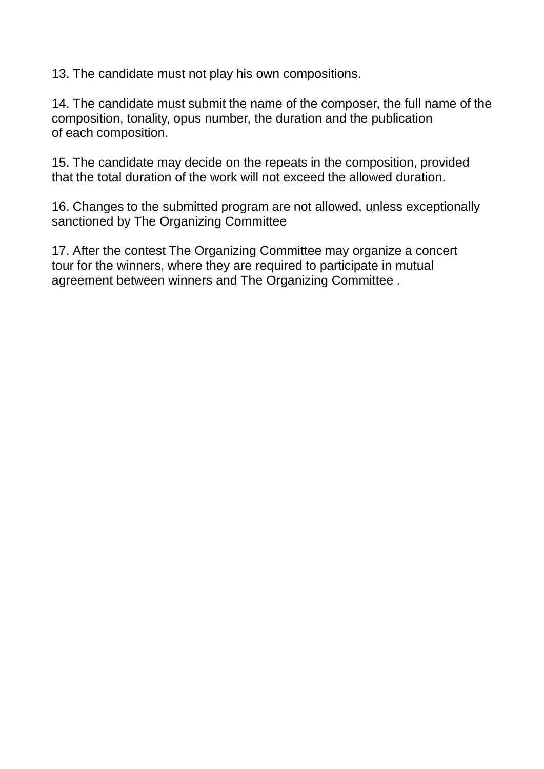13. The candidate must not play his own compositions.

14. The candidate must submit the name of the composer, the full name of the composition, tonality, opus number, the duration and the publication of each composition.

15. The candidate may decide on the repeats in the composition, provided that the total duration of the work will not exceed the allowed duration.

16. Changes to the submitted program are not allowed, unless exceptionally sanctioned by The Organizing Committee

17. After the contest The Organizing Committee may organize a concert tour for the winners, where they are required to participate in mutual agreement between winners and The Organizing Committee .